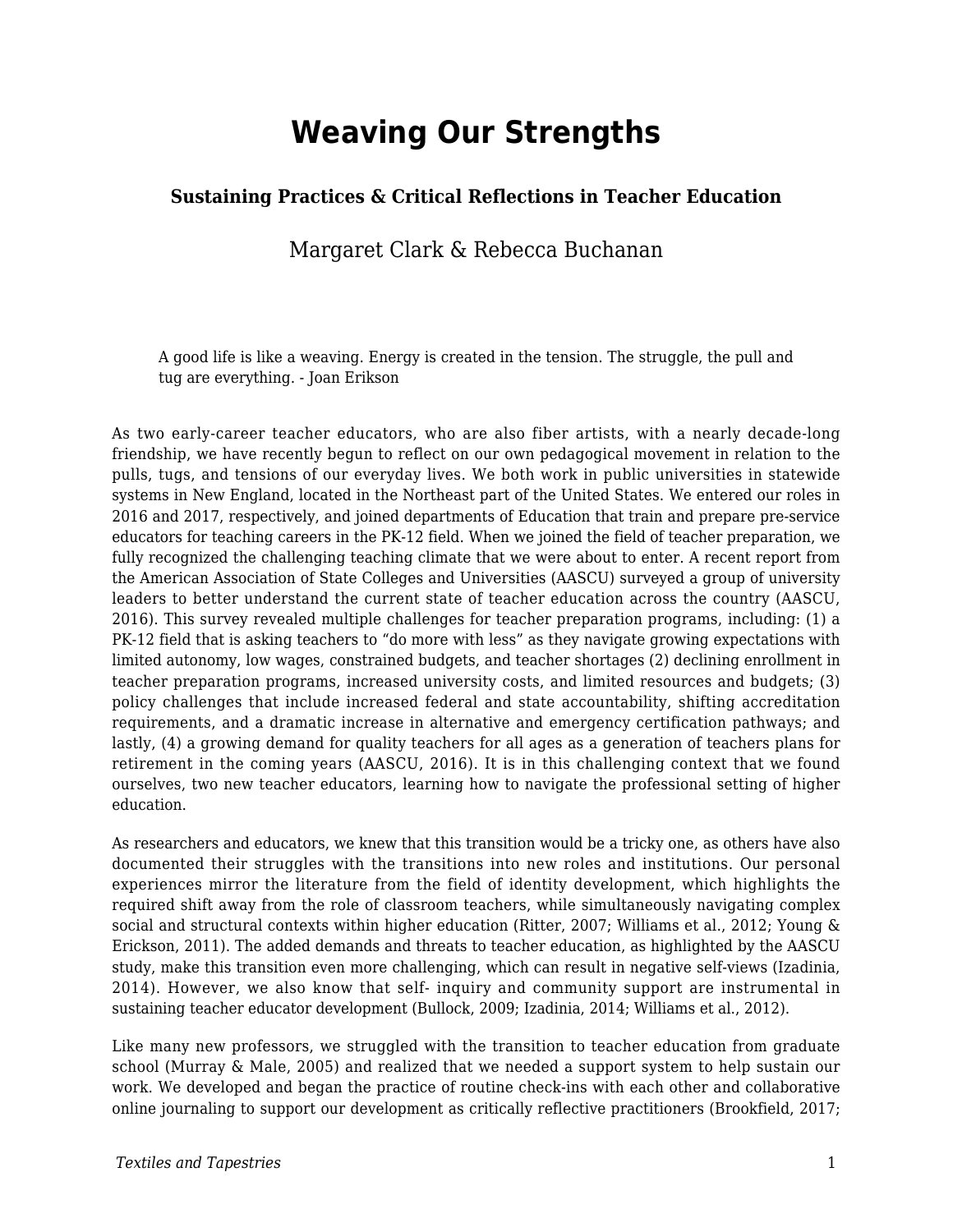# Weaving Our Strengths

### Sustaining Practices & Critical Reflections in Teacher Education

Margaret Clark & Rebecca Buchanan

> A good life is like a weaving. Energy is created in the tension. The struggle, the pull and tug are everything. - Joan Erikson

As two early-career teacher educators, who are also fiber artists, with a nearly decade-long friendship, we have recently begun to reflect on our own pedagogical movement in relation to the pulls, tugs, and tensions of our everyday lives. We both work in public universities in statewide systems in New England, located in the Northeast part of the United States. We entered our roles in 2016 and 2017, respectively, and joined departments of Education that train and prepare pre-service educators for teaching careers in the PK-12 field. When we joined the field of teacher preparation, we fully recognized the challenging teaching climate that we were about to enter. A recent report from the American Association of State Colleges and Universities (AASCU) surveyed a group of university leaders to better understand the current state of teacher education across the country (AASCU, 2016). This survey revealed multiple challenges for teacher preparation programs, including: (1) a PK-12 field that is asking teachers to "do more with less" as they navigate growing expectations with limited autonomy, low wages, constrained budgets, and teacher shortages (2) declining enrollment in teacher preparation programs, increased university costs, and limited resources and budgets; (3) policy challenges that include increased federal and state accountability, shifting accreditation requirements, and a dramatic increase in alternative and emergency certification pathways; and lastly, (4) a growing demand for quality teachers for all ages as a generation of teachers plans for retirement in the coming years (AASCU, 2016). It is in this challenging context that we found ourselves, two new teacher educators, learning how to navigate the professional setting of higher education.

As researchers and educators, we knew that this transition would be a tricky one, as others have also documented their struggles with the transitions into new roles and institutions. Our personal experiences mirror the literature from the field of identity development, which highlights the required shift away from the role of classroom teachers, while simultaneously navigating complex social and structural contexts within higher education (Ritter, 2007; Williams et al., 2012; Young & Erickson, 2011). The added demands and threats to teacher education, as highlighted by the AASCU study, make this transition even more challenging, which can result in negative self-views (Izadinia, 2014). However, we also know that self- inquiry and community support are instrumental in sustaining teacher educator development (Bullock, 2009; Izadinia, 2014; Williams et al., 2012).

Like many new professors, we struggled with the transition to teacher education from graduate school (Murray & Male, 2005) and realized that we needed a support system to help sustain our work. We developed and began the practice of routine check-ins with each other and collaborative online journaling to support our development as critically reflective practitioners (Brookfield, 2017;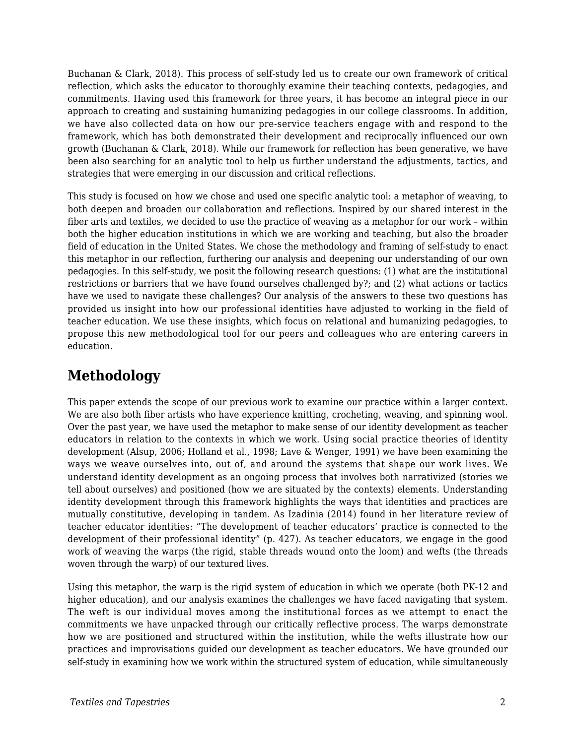Buchanan & Clark, 2018). This process of self-study led us to create our own framework of critical reflection, which asks the educator to thoroughly examine their teaching contexts, pedagogies, and commitments. Having used this framework for three years, it has become an integral piece in our approach to creating and sustaining humanizing pedagogies in our college classrooms. In addition, we have also collected data on how our pre-service teachers engage with and respond to the framework, which has both demonstrated their development and reciprocally influenced our own growth (Buchanan & Clark, 2018). While our framework for reflection has been generative, we have been also searching for an analytic tool to help us further understand the adjustments, tactics, and strategies that were emerging in our discussion and critical reflections.

This study is focused on how we chose and used one specific analytic tool: a metaphor of weaving, to both deepen and broaden our collaboration and reflections. Inspired by our shared interest in the fiber arts and textiles, we decided to use the practice of weaving as a metaphor for our work – within both the higher education institutions in which we are working and teaching, but also the broader field of education in the United States. We chose the methodology and framing of self-study to enact this metaphor in our reflection, furthering our analysis and deepening our understanding of our own pedagogies. In this self-study, we posit the following research questions: (1) what are the institutional restrictions or barriers that we have found ourselves challenged by?; and (2) what actions or tactics have we used to navigate these challenges? Our analysis of the answers to these two questions has provided us insight into how our professional identities have adjusted to working in the field of teacher education. We use these insights, which focus on relational and humanizing pedagogies, to propose this new methodological tool for our peers and colleagues who are entering careers in education.

## Methodology

This paper extends the scope of our previous work to examine our practice within a larger context. We are also both fiber artists who have experience knitting, crocheting, weaving, and spinning wool. Over the past year, we have used the metaphor to make sense of our identity development as teacher educators in relation to the contexts in which we work. Using social practice theories of identity development (Alsup, 2006; Holland et al., 1998; Lave & Wenger, 1991) we have been examining the ways we weave ourselves into, out of, and around the systems that shape our work lives. We understand identity development as an ongoing process that involves both narrativized (stories we tell about ourselves) and positioned (how we are situated by the contexts) elements. Understanding identity development through this framework highlights the ways that identities and practices are mutually constitutive, developing in tandem. As Izadinia (2014) found in her literature review of teacher educator identities: "The development of teacher educators' practice is connected to the development of their professional identity" (p. 427). As teacher educators, we engage in the good work of weaving the warps (the rigid, stable threads wound onto the loom) and wefts (the threads woven through the warp) of our textured lives.

Using this metaphor, the warp is the rigid system of education in which we operate (both PK-12 and higher education), and our analysis examines the challenges we have faced navigating that system. The weft is our individual moves among the institutional forces as we attempt to enact the commitments we have unpacked through our critically reflective process. The warps demonstrate how we are positioned and structured within the institution, while the wefts illustrate how our practices and improvisations guided our development as teacher educators. We have grounded our self-study in examining how we work within the structured system of education, while simultaneously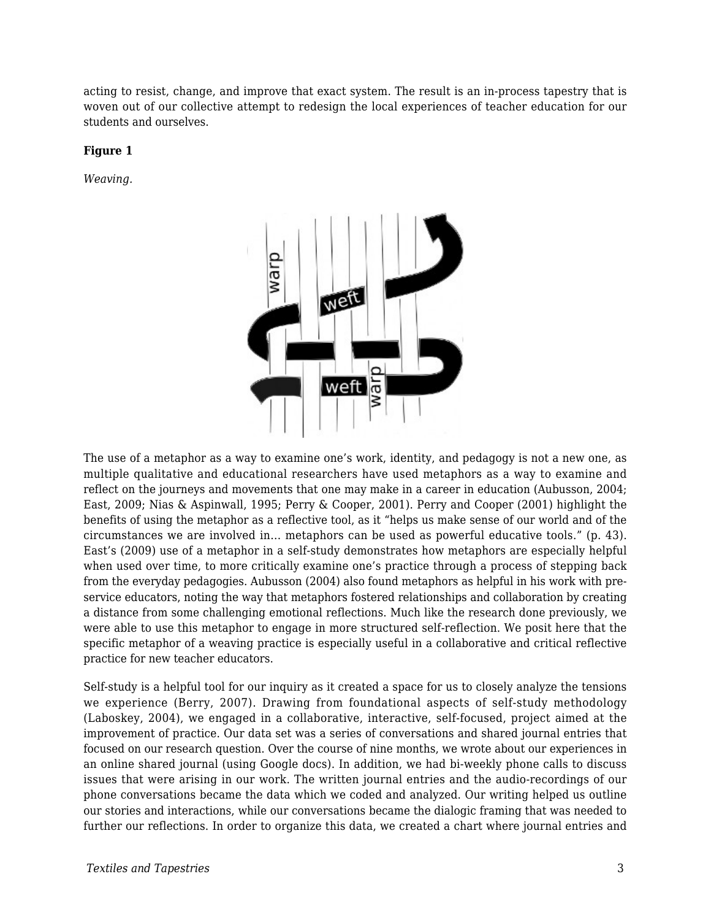acting to resist, change, and improve that exact system. The result is an in-process tapestry that is woven out of our collective attempt to redesign the local experiences of teacher education for our students and ourselves.

**Figure 1**

*Weaving.*

The use of a metaphor as a way to examine one's work, identity, and pedagogy is not a new one, as multiple qualitative and educational researchers have used metaphors as a way to examine and reflect on the journeys and movements that one may make in a career in education (Aubusson, 2004; East, 2009; Nias & Aspinwall, 1995; Perry & Cooper, 2001). Perry and Cooper (2001) highlight the benefits of using the metaphor as a reflective tool, as it "helps us make sense of our world and of the circumstances we are involved in… metaphors can be used as powerful educative tools." (p. 43). East's (2009) use of a metaphor in a self-study demonstrates how metaphors are especially helpful when used over time, to more critically examine one's practice through a process of stepping back from the everyday pedagogies. Aubusson (2004) also found metaphors as helpful in his work with pre-service educators, noting the way that metaphors fostered relationships and collaboration by creating a distance from some challenging emotional reflections. Much like the research done previously, we were able to use this metaphor to engage in more structured self-reflection. We posit here that the specific metaphor of a weaving practice is especially useful in a collaborative and critical reflective practice for new teacher educators.

Self-study is a helpful tool for our inquiry as it created a space for us to closely analyze the tensions we experience (Berry, 2007). Drawing from foundational aspects of self-study methodology (Laboskey, 2004), we engaged in a collaborative, interactive, self-focused, project aimed at the improvement of practice. Our data set was a series of conversations and shared journal entries that focused on our research question. Over the course of nine months, we wrote about our experiences in an online shared journal (using Google docs). In addition, we had bi-weekly phone calls to discuss issues that were arising in our work. The written journal entries and the audio-recordings of our phone conversations became the data which we coded and analyzed. Our writing helped us outline our stories and interactions, while our conversations became the dialogic framing that was needed to further our reflections. In order to organize this data, we created a chart where journal entries and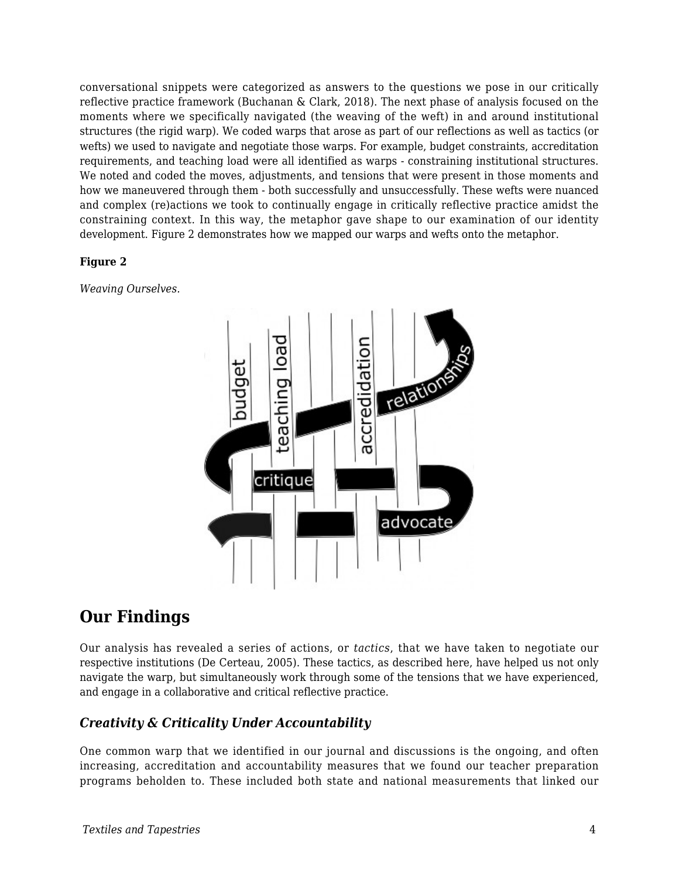conversational snippets were categorized as answers to the questions we pose in our critically reflective practice framework (Buchanan & Clark, 2018). The next phase of analysis focused on the moments where we specifically navigated (the weaving of the weft) in and around institutional structures (the rigid warp). We coded warps that arose as part of our reflections as well as tactics (or wefts) we used to navigate and negotiate those warps. For example, budget constraints, accreditation requirements, and teaching load were all identified as warps - constraining institutional structures. We noted and coded the moves, adjustments, and tensions that were present in those moments and how we maneuvered through them - both successfully and unsuccessfully. These wefts were nuanced and complex (re)actions we took to continually engage in critically reflective practice amidst the constraining context. In this way, the metaphor gave shape to our examination of our identity development. Figure 2 demonstrates how we mapped our warps and wefts onto the metaphor.

**Figure 2**

*Weaving Ourselves.*

## Our Findings

Our analysis has revealed a series of actions, or *tactics*, that we have taken to negotiate our respective institutions (De Certeau, 2005). These tactics, as described here, have helped us not only navigate the warp, but simultaneously work through some of the tensions that we have experienced, and engage in a collaborative and critical reflective practice.

### *Creativity & Criticality Under Accountability*

One common warp that we identified in our journal and discussions is the ongoing, and often increasing, accreditation and accountability measures that we found our teacher preparation programs beholden to. These included both state and national measurements that linked our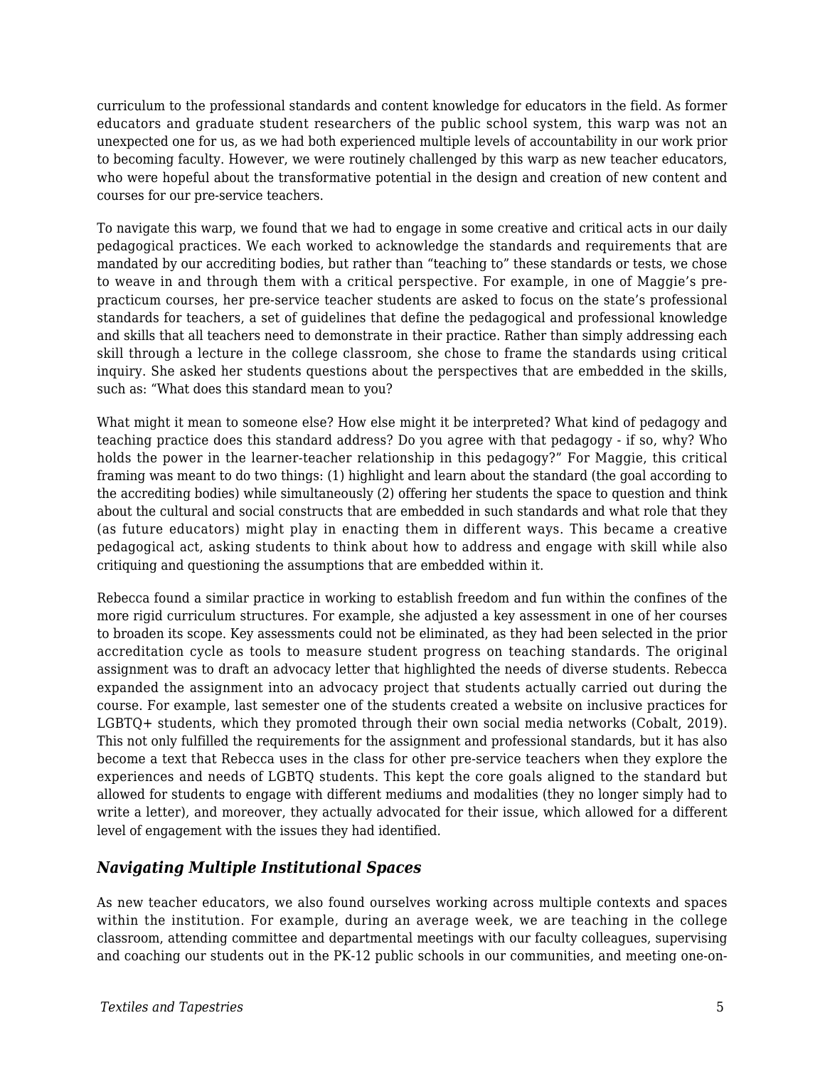curriculum to the professional standards and content knowledge for educators in the field. As former educators and graduate student researchers of the public school system, this warp was not an unexpected one for us, as we had both experienced multiple levels of accountability in our work prior to becoming faculty. However, we were routinely challenged by this warp as new teacher educators, who were hopeful about the transformative potential in the design and creation of new content and courses for our pre-service teachers.

To navigate this warp, we found that we had to engage in some creative and critical acts in our daily pedagogical practices. We each worked to acknowledge the standards and requirements that are mandated by our accrediting bodies, but rather than "teaching to" these standards or tests, we chose to weave in and through them with a critical perspective. For example, in one of Maggie's pre-practicum courses, her pre-service teacher students are asked to focus on the state's professional standards for teachers, a set of guidelines that define the pedagogical and professional knowledge and skills that all teachers need to demonstrate in their practice. Rather than simply addressing each skill through a lecture in the college classroom, she chose to frame the standards using critical inquiry. She asked her students questions about the perspectives that are embedded in the skills, such as: "What does this standard mean to you?

What might it mean to someone else? How else might it be interpreted? What kind of pedagogy and teaching practice does this standard address? Do you agree with that pedagogy - if so, why? Who holds the power in the learner-teacher relationship in this pedagogy?" For Maggie, this critical framing was meant to do two things: (1) highlight and learn about the standard (the goal according to the accrediting bodies) while simultaneously (2) offering her students the space to question and think about the cultural and social constructs that are embedded in such standards and what role that they (as future educators) might play in enacting them in different ways. This became a creative pedagogical act, asking students to think about how to address and engage with skill while also critiquing and questioning the assumptions that are embedded within it.

Rebecca found a similar practice in working to establish freedom and fun within the confines of the more rigid curriculum structures. For example, she adjusted a key assessment in one of her courses to broaden its scope. Key assessments could not be eliminated, as they had been selected in the prior accreditation cycle as tools to measure student progress on teaching standards. The original assignment was to draft an advocacy letter that highlighted the needs of diverse students. Rebecca expanded the assignment into an advocacy project that students actually carried out during the course. For example, last semester one of the students created a website on inclusive practices for LGBTQ+ students, which they promoted through their own social media networks (Cobalt, 2019). This not only fulfilled the requirements for the assignment and professional standards, but it has also become a text that Rebecca uses in the class for other pre-service teachers when they explore the experiences and needs of LGBTQ students. This kept the core goals aligned to the standard but allowed for students to engage with different mediums and modalities (they no longer simply had to write a letter), and moreover, they actually advocated for their issue, which allowed for a different level of engagement with the issues they had identified.

### *Navigating Multiple Institutional Spaces*

As new teacher educators, we also found ourselves working across multiple contexts and spaces within the institution. For example, during an average week, we are teaching in the college classroom, attending committee and departmental meetings with our faculty colleagues, supervising and coaching our students out in the PK-12 public schools in our communities, and meeting one-on-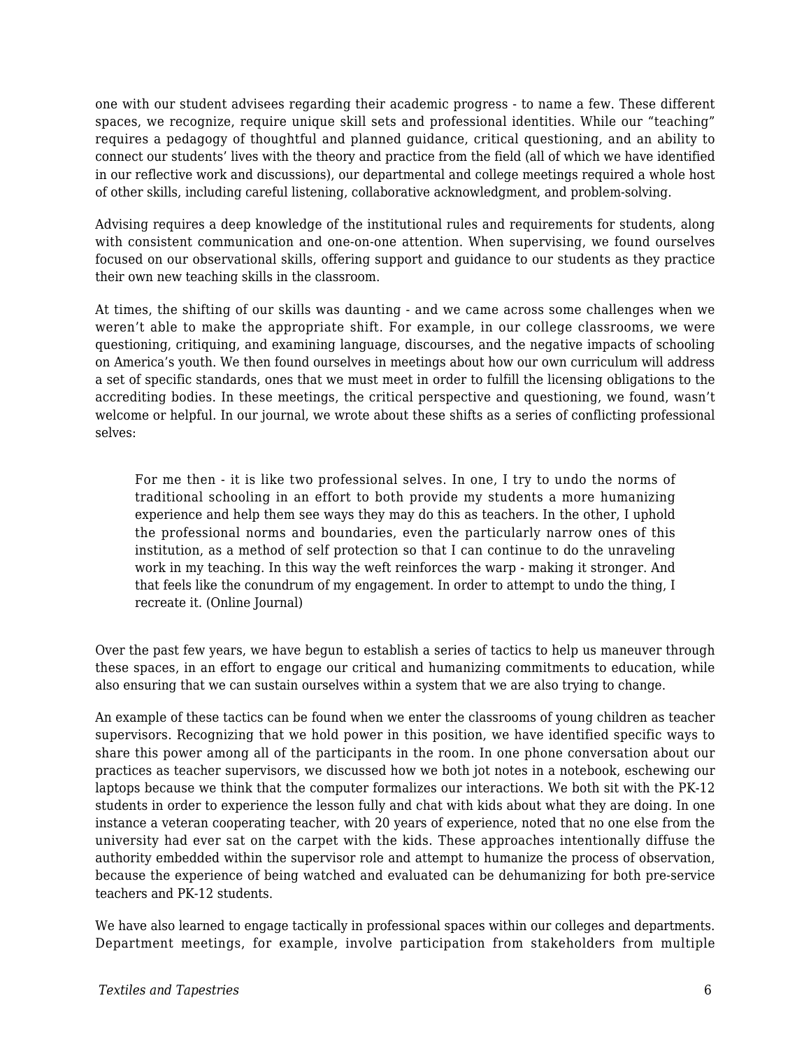one with our student advisees regarding their academic progress - to name a few. These different spaces, we recognize, require unique skill sets and professional identities. While our "teaching" requires a pedagogy of thoughtful and planned guidance, critical questioning, and an ability to connect our students' lives with the theory and practice from the field (all of which we have identified in our reflective work and discussions), our departmental and college meetings required a whole host of other skills, including careful listening, collaborative acknowledgment, and problem-solving.

Advising requires a deep knowledge of the institutional rules and requirements for students, along with consistent communication and one-on-one attention. When supervising, we found ourselves focused on our observational skills, offering support and guidance to our students as they practice their own new teaching skills in the classroom.

At times, the shifting of our skills was daunting - and we came across some challenges when we weren't able to make the appropriate shift. For example, in our college classrooms, we were questioning, critiquing, and examining language, discourses, and the negative impacts of schooling on America's youth. We then found ourselves in meetings about how our own curriculum will address a set of specific standards, ones that we must meet in order to fulfill the licensing obligations to the accrediting bodies. In these meetings, the critical perspective and questioning, we found, wasn't welcome or helpful. In our journal, we wrote about these shifts as a series of conflicting professional selves:

> For me then - it is like two professional selves. In one, I try to undo the norms of traditional schooling in an effort to both provide my students a more humanizing experience and help them see ways they may do this as teachers. In the other, I uphold the professional norms and boundaries, even the particularly narrow ones of this institution, as a method of self protection so that I can continue to do the unraveling work in my teaching. In this way the weft reinforces the warp - making it stronger. And that feels like the conundrum of my engagement. In order to attempt to undo the thing, I recreate it. (Online Journal)

Over the past few years, we have begun to establish a series of tactics to help us maneuver through these spaces, in an effort to engage our critical and humanizing commitments to education, while also ensuring that we can sustain ourselves within a system that we are also trying to change.

An example of these tactics can be found when we enter the classrooms of young children as teacher supervisors. Recognizing that we hold power in this position, we have identified specific ways to share this power among all of the participants in the room. In one phone conversation about our practices as teacher supervisors, we discussed how we both jot notes in a notebook, eschewing our laptops because we think that the computer formalizes our interactions. We both sit with the PK-12 students in order to experience the lesson fully and chat with kids about what they are doing. In one instance a veteran cooperating teacher, with 20 years of experience, noted that no one else from the university had ever sat on the carpet with the kids. These approaches intentionally diffuse the authority embedded within the supervisor role and attempt to humanize the process of observation, because the experience of being watched and evaluated can be dehumanizing for both pre-service teachers and PK-12 students.

We have also learned to engage tactically in professional spaces within our colleges and departments. Department meetings, for example, involve participation from stakeholders from multiple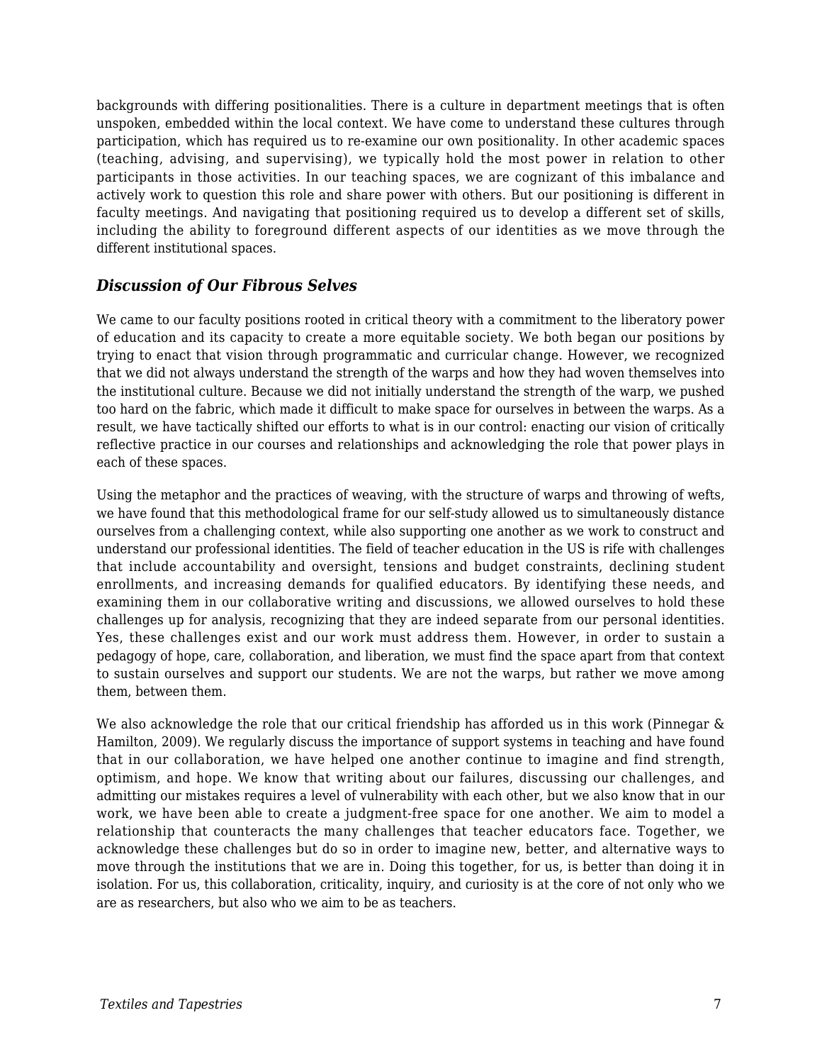backgrounds with differing positionalities. There is a culture in department meetings that is often unspoken, embedded within the local context. We have come to understand these cultures through participation, which has required us to re-examine our own positionality. In other academic spaces (teaching, advising, and supervising), we typically hold the most power in relation to other participants in those activities. In our teaching spaces, we are cognizant of this imbalance and actively work to question this role and share power with others. But our positioning is different in faculty meetings. And navigating that positioning required us to develop a different set of skills, including the ability to foreground different aspects of our identities as we move through the different institutional spaces.

### *Discussion of Our Fibrous Selves*

We came to our faculty positions rooted in critical theory with a commitment to the liberatory power of education and its capacity to create a more equitable society. We both began our positions by trying to enact that vision through programmatic and curricular change. However, we recognized that we did not always understand the strength of the warps and how they had woven themselves into the institutional culture. Because we did not initially understand the strength of the warp, we pushed too hard on the fabric, which made it difficult to make space for ourselves in between the warps. As a result, we have tactically shifted our efforts to what is in our control: enacting our vision of critically reflective practice in our courses and relationships and acknowledging the role that power plays in each of these spaces.

Using the metaphor and the practices of weaving, with the structure of warps and throwing of wefts, we have found that this methodological frame for our self-study allowed us to simultaneously distance ourselves from a challenging context, while also supporting one another as we work to construct and understand our professional identities. The field of teacher education in the US is rife with challenges that include accountability and oversight, tensions and budget constraints, declining student enrollments, and increasing demands for qualified educators. By identifying these needs, and examining them in our collaborative writing and discussions, we allowed ourselves to hold these challenges up for analysis, recognizing that they are indeed separate from our personal identities. Yes, these challenges exist and our work must address them. However, in order to sustain a pedagogy of hope, care, collaboration, and liberation, we must find the space apart from that context to sustain ourselves and support our students. We are not the warps, but rather we move among them, between them.

We also acknowledge the role that our critical friendship has afforded us in this work (Pinnegar & Hamilton, 2009). We regularly discuss the importance of support systems in teaching and have found that in our collaboration, we have helped one another continue to imagine and find strength, optimism, and hope. We know that writing about our failures, discussing our challenges, and admitting our mistakes requires a level of vulnerability with each other, but we also know that in our work, we have been able to create a judgment-free space for one another. We aim to model a relationship that counteracts the many challenges that teacher educators face. Together, we acknowledge these challenges but do so in order to imagine new, better, and alternative ways to move through the institutions that we are in. Doing this together, for us, is better than doing it in isolation. For us, this collaboration, criticality, inquiry, and curiosity is at the core of not only who we are as researchers, but also who we aim to be as teachers.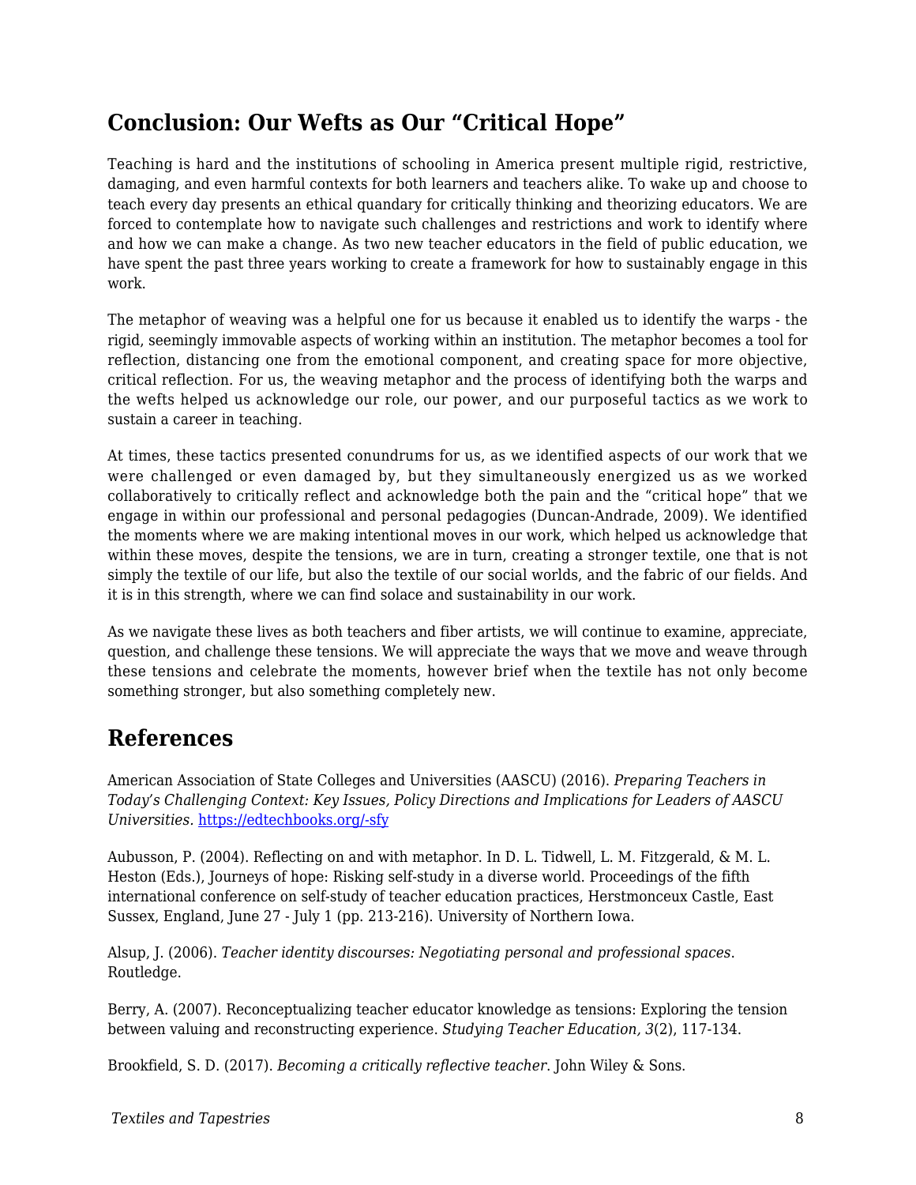## Conclusion: Our Wefts as Our "Critical Hope"

Teaching is hard and the institutions of schooling in America present multiple rigid, restrictive, damaging, and even harmful contexts for both learners and teachers alike. To wake up and choose to teach every day presents an ethical quandary for critically thinking and theorizing educators. We are forced to contemplate how to navigate such challenges and restrictions and work to identify where and how we can make a change. As two new teacher educators in the field of public education, we have spent the past three years working to create a framework for how to sustainably engage in this work.

The metaphor of weaving was a helpful one for us because it enabled us to identify the warps - the rigid, seemingly immovable aspects of working within an institution. The metaphor becomes a tool for reflection, distancing one from the emotional component, and creating space for more objective, critical reflection. For us, the weaving metaphor and the process of identifying both the warps and the wefts helped us acknowledge our role, our power, and our purposeful tactics as we work to sustain a career in teaching.

At times, these tactics presented conundrums for us, as we identified aspects of our work that we were challenged or even damaged by, but they simultaneously energized us as we worked collaboratively to critically reflect and acknowledge both the pain and the "critical hope" that we engage in within our professional and personal pedagogies (Duncan-Andrade, 2009). We identified the moments where we are making intentional moves in our work, which helped us acknowledge that within these moves, despite the tensions, we are in turn, creating a stronger textile, one that is not simply the textile of our life, but also the textile of our social worlds, and the fabric of our fields. And it is in this strength, where we can find solace and sustainability in our work.

As we navigate these lives as both teachers and fiber artists, we will continue to examine, appreciate, question, and challenge these tensions. We will appreciate the ways that we move and weave through these tensions and celebrate the moments, however brief when the textile has not only become something stronger, but also something completely new.

## References

American Association of State Colleges and Universities (AASCU) (2016). *Preparing Teachers in Today's Challenging Context: Key Issues, Policy Directions and Implications for Leaders of AASCU Universities.* https://edtechbooks.org/-sfy

Aubusson, P. (2004). Reflecting on and with metaphor. In D. L. Tidwell, L. M. Fitzgerald, & M. L. Heston (Eds.), Journeys of hope: Risking self-study in a diverse world. Proceedings of the fifth international conference on self-study of teacher education practices, Herstmonceux Castle, East Sussex, England, June 27 - July 1 (pp. 213-216). University of Northern Iowa.

Alsup, J. (2006). *Teacher identity discourses: Negotiating personal and professional spaces.* Routledge.

Berry, A. (2007). Reconceptualizing teacher educator knowledge as tensions: Exploring the tension between valuing and reconstructing experience. *Studying Teacher Education, 3*(2), 117-134.

Brookfield, S. D. (2017). *Becoming a critically reflective teacher.* John Wiley & Sons.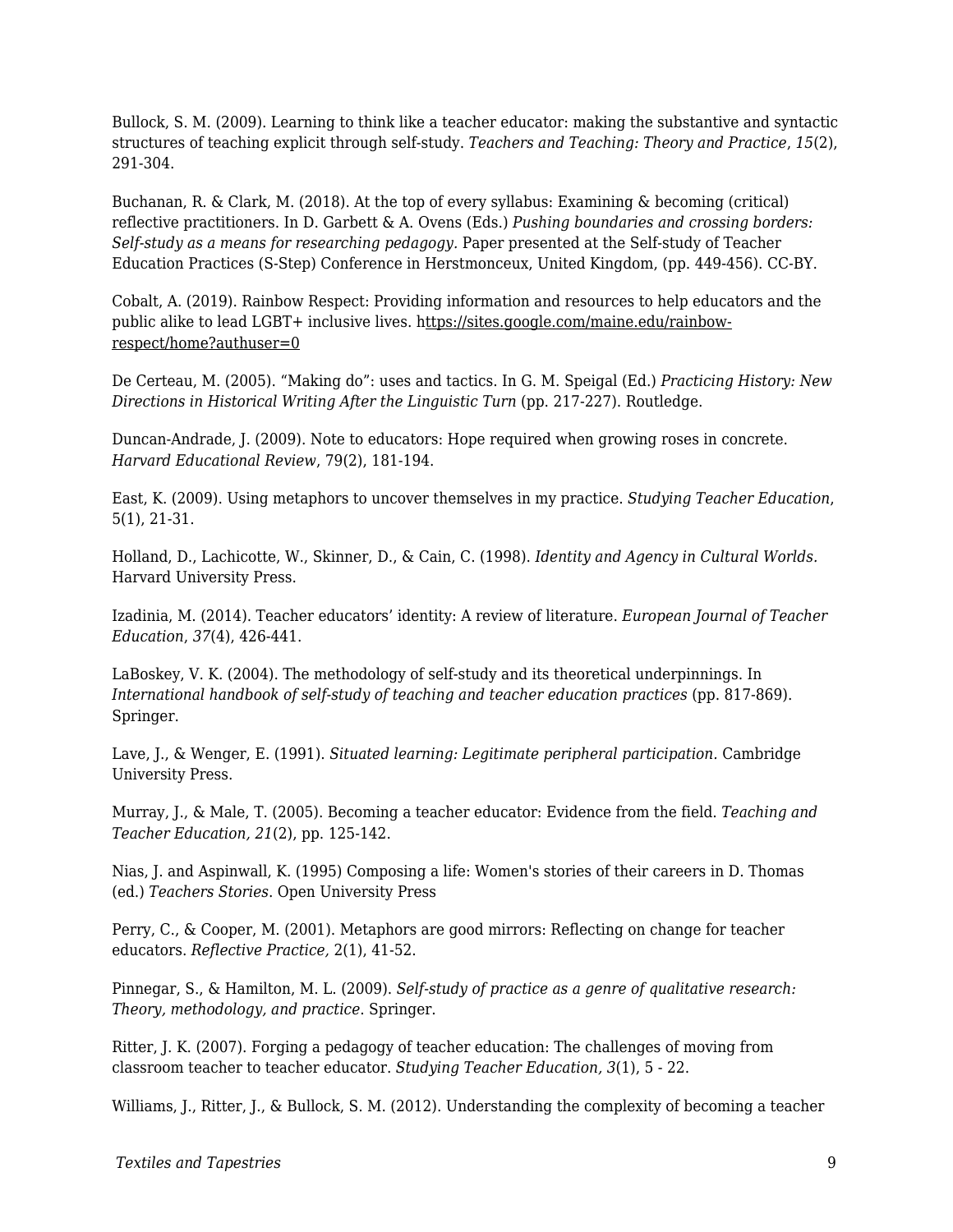Bullock, S. M. (2009). Learning to think like a teacher educator: making the substantive and syntactic structures of teaching explicit through self-study. *Teachers and Teaching: Theory and Practice*, *15*(2), 291-304.

Buchanan, R. & Clark, M. (2018). At the top of every syllabus: Examining & becoming (critical) reflective practitioners. In D. Garbett & A. Ovens (Eds.) *Pushing boundaries and crossing borders: Self-study as a means for researching pedagogy.* Paper presented at the Self-study of Teacher Education Practices (S-Step) Conference in Herstmonceux, United Kingdom, (pp. 449-456). CC-BY.

Cobalt, A. (2019). Rainbow Respect: Providing information and resources to help educators and the public alike to lead LGBT+ inclusive lives. https://sites.google.com/maine.edu/rainbow-respect/home?authuser=0

De Certeau, M. (2005). "Making do": uses and tactics. In G. M. Speigal (Ed.) *Practicing History: New Directions in Historical Writing After the Linguistic Turn* (pp. 217-227). Routledge.

Duncan-Andrade, J. (2009). Note to educators: Hope required when growing roses in concrete. *Harvard Educational Review*, 79(2), 181-194.

East, K. (2009). Using metaphors to uncover themselves in my practice. *Studying Teacher Education*, 5(1), 21-31.

Holland, D., Lachicotte, W., Skinner, D., & Cain, C. (1998). *Identity and Agency in Cultural Worlds.* Harvard University Press.

Izadinia, M. (2014). Teacher educators' identity: A review of literature. *European Journal of Teacher Education*, *37*(4), 426-441.

LaBoskey, V. K. (2004). The methodology of self-study and its theoretical underpinnings. In *International handbook of self-study of teaching and teacher education practices* (pp. 817-869). Springer.

Lave, J., & Wenger, E. (1991). *Situated learning: Legitimate peripheral participation.* Cambridge University Press.

Murray, J., & Male, T. (2005). Becoming a teacher educator: Evidence from the field. *Teaching and Teacher Education, 21*(2), pp. 125-142.

Nias, J. and Aspinwall, K. (1995) Composing a life: Women's stories of their careers in D. Thomas (ed.) *Teachers Stories*. Open University Press

Perry, C., & Cooper, M. (2001). Metaphors are good mirrors: Reflecting on change for teacher educators. *Reflective Practice,* 2(1), 41-52.

Pinnegar, S., & Hamilton, M. L. (2009). *Self-study of practice as a genre of qualitative research: Theory, methodology, and practice*. Springer.

Ritter, J. K. (2007). Forging a pedagogy of teacher education: The challenges of moving from classroom teacher to teacher educator. *Studying Teacher Education, 3*(1), 5 - 22.

Williams, J., Ritter, J., & Bullock, S. M. (2012). Understanding the complexity of becoming a teacher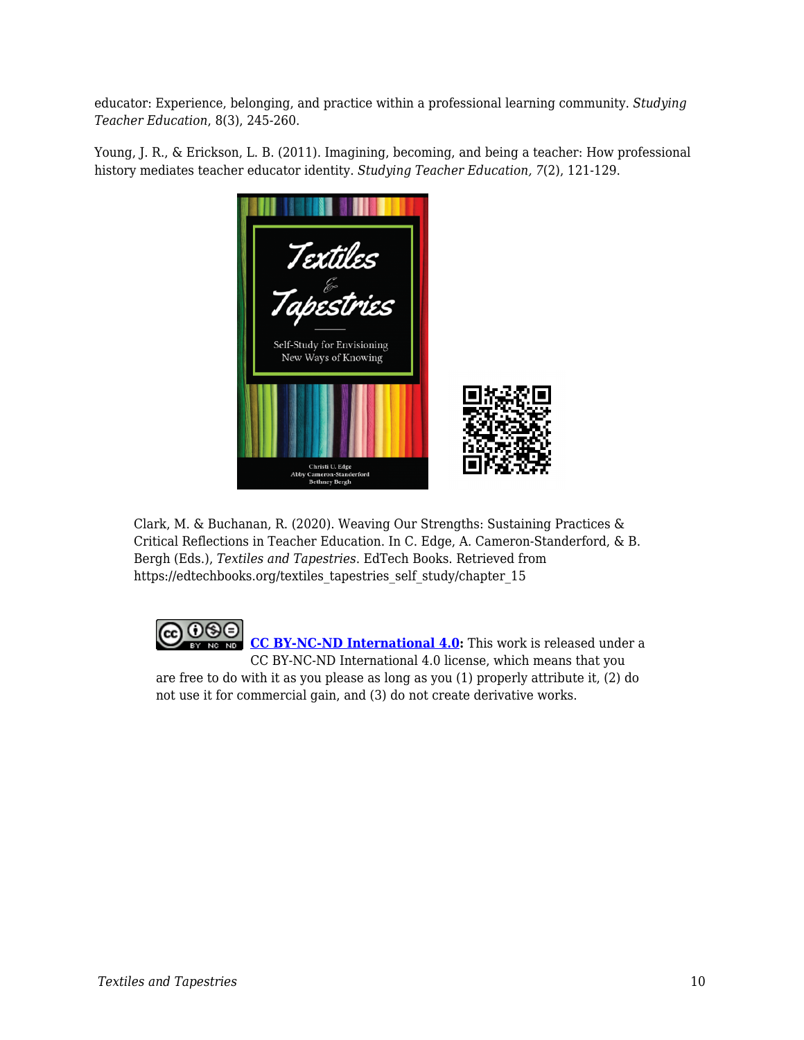educator: Experience, belonging, and practice within a professional learning community. *Studying Teacher Education*, 8(3), 245-260.

Young, J. R., & Erickson, L. B. (2011). Imagining, becoming, and being a teacher: How professional history mediates teacher educator identity. *Studying Teacher Education, 7*(2), 121-129.

Clark, M. & Buchanan, R. (2020). Weaving Our Strengths: Sustaining Practices & Critical Reflections in Teacher Education. In C. Edge, A. Cameron-Standerford, & B. Bergh (Eds.), *Textiles and Tapestries*. EdTech Books. Retrieved from https://edtechbooks.org/textiles_tapestries_self_study/chapter_15

**[CC BY-NC-ND International 4.0](https://creativecommons.org/licenses/by-nc-nd/4.0/):** This work is released under a CC BY-NC-ND International 4.0 license, which means that you are free to do with it as you please as long as you (1) properly attribute it, (2) do not use it for commercial gain, and (3) do not create derivative works.